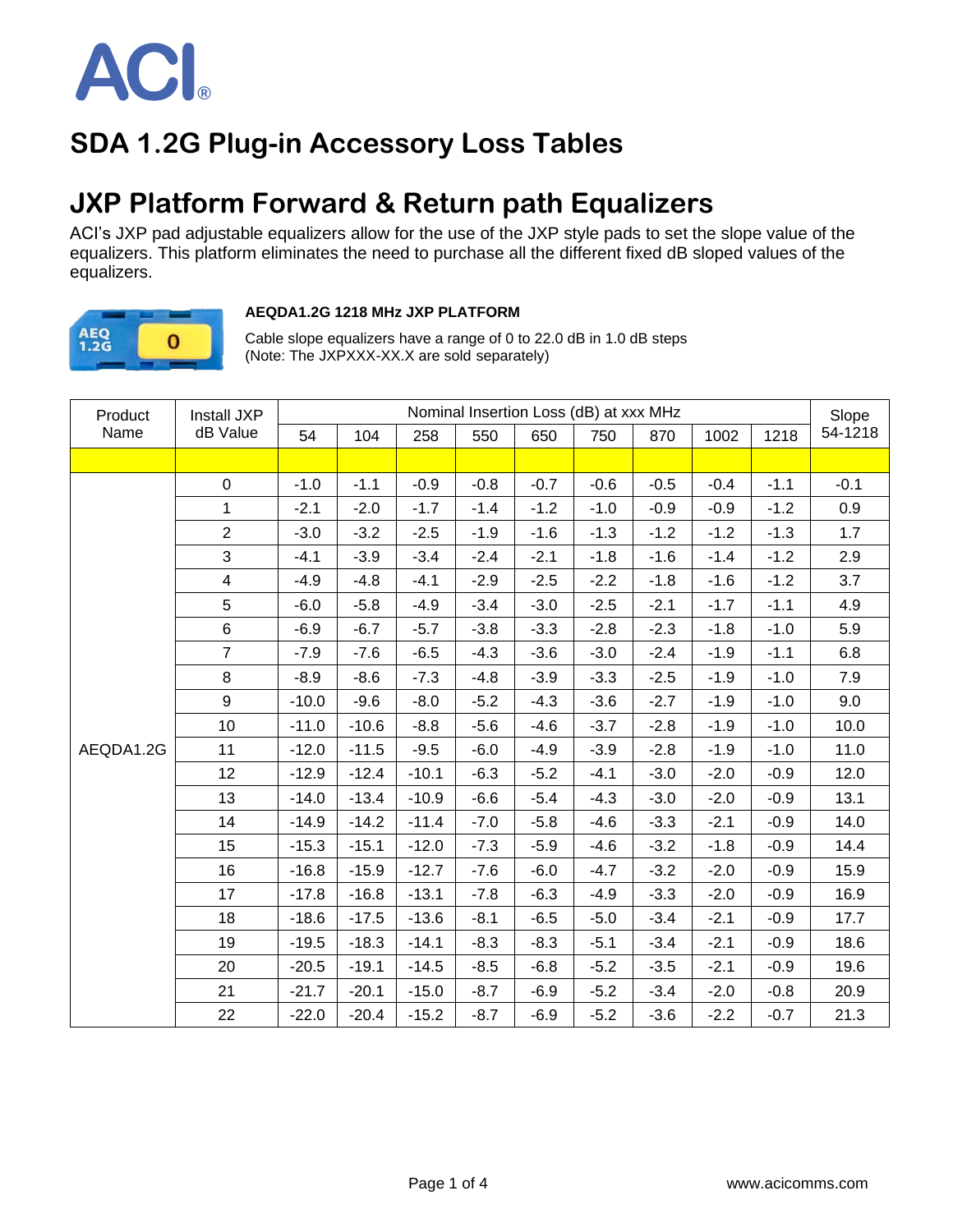# SDA 1.2G Plug-in Accessory Loss Tables

## JXP Platform Forward & Return path Equalizers

ACI's JXP pad adjustable equalizers allow for the use of the JXP style pads to set the slope value of the equalizers. This platform eliminates the need to purchase all the different fixed dB sloped values of the equalizers.

**AEQDA1.2G 1218 MHz JXP PLATFORM**

Cable slope equalizers have a range of 0 to 22.0 dB in 1.0 dB steps
(Note: The JXPXXX-XX.X are sold separately)

| Product Name | Install JXP dB Value | Nominal Insertion Loss (dB) at xxx MHz | | | | | | | | | Slope 54-1218 |
|---|---|---|---|---|---|---|---|---|---|---|---|
| | | 54 | 104 | 258 | 550 | 650 | 750 | 870 | 1002 | 1218 | |
| | | | | | | | | | | | |
| AEQDA1.2G | 0 | -1.0 | -1.1 | -0.9 | -0.8 | -0.7 | -0.6 | -0.5 | -0.4 | -1.1 | -0.1 |
| | 1 | -2.1 | -2.0 | -1.7 | -1.4 | -1.2 | -1.0 | -0.9 | -0.9 | -1.2 | 0.9 |
| | 2 | -3.0 | -3.2 | -2.5 | -1.9 | -1.6 | -1.3 | -1.2 | -1.2 | -1.3 | 1.7 |
| | 3 | -4.1 | -3.9 | -3.4 | -2.4 | -2.1 | -1.8 | -1.6 | -1.4 | -1.2 | 2.9 |
| | 4 | -4.9 | -4.8 | -4.1 | -2.9 | -2.5 | -2.2 | -1.8 | -1.6 | -1.2 | 3.7 |
| | 5 | -6.0 | -5.8 | -4.9 | -3.4 | -3.0 | -2.5 | -2.1 | -1.7 | -1.1 | 4.9 |
| | 6 | -6.9 | -6.7 | -5.7 | -3.8 | -3.3 | -2.8 | -2.3 | -1.8 | -1.0 | 5.9 |
| | 7 | -7.9 | -7.6 | -6.5 | -4.3 | -3.6 | -3.0 | -2.4 | -1.9 | -1.1 | 6.8 |
| | 8 | -8.9 | -8.6 | -7.3 | -4.8 | -3.9 | -3.3 | -2.5 | -1.9 | -1.0 | 7.9 |
| | 9 | -10.0 | -9.6 | -8.0 | -5.2 | -4.3 | -3.6 | -2.7 | -1.9 | -1.0 | 9.0 |
| | 10 | -11.0 | -10.6 | -8.8 | -5.6 | -4.6 | -3.7 | -2.8 | -1.9 | -1.0 | 10.0 |
| | 11 | -12.0 | -11.5 | -9.5 | -6.0 | -4.9 | -3.9 | -2.8 | -1.9 | -1.0 | 11.0 |
| | 12 | -12.9 | -12.4 | -10.1 | -6.3 | -5.2 | -4.1 | -3.0 | -2.0 | -0.9 | 12.0 |
| | 13 | -14.0 | -13.4 | -10.9 | -6.6 | -5.4 | -4.3 | -3.0 | -2.0 | -0.9 | 13.1 |
| | 14 | -14.9 | -14.2 | -11.4 | -7.0 | -5.8 | -4.6 | -3.3 | -2.1 | -0.9 | 14.0 |
| | 15 | -15.3 | -15.1 | -12.0 | -7.3 | -5.9 | -4.6 | -3.2 | -1.8 | -0.9 | 14.4 |
| | 16 | -16.8 | -15.9 | -12.7 | -7.6 | -6.0 | -4.7 | -3.2 | -2.0 | -0.9 | 15.9 |
| | 17 | -17.8 | -16.8 | -13.1 | -7.8 | -6.3 | -4.9 | -3.3 | -2.0 | -0.9 | 16.9 |
| | 18 | -18.6 | -17.5 | -13.6 | -8.1 | -6.5 | -5.0 | -3.4 | -2.1 | -0.9 | 17.7 |
| | 19 | -19.5 | -18.3 | -14.1 | -8.3 | -8.3 | -5.1 | -3.4 | -2.1 | -0.9 | 18.6 |
| | 20 | -20.5 | -19.1 | -14.5 | -8.5 | -6.8 | -5.2 | -3.5 | -2.1 | -0.9 | 19.6 |
| | 21 | -21.7 | -20.1 | -15.0 | -8.7 | -6.9 | -5.2 | -3.4 | -2.0 | -0.8 | 20.9 |
| | 22 | -22.0 | -20.4 | -15.2 | -8.7 | -6.9 | -5.2 | -3.6 | -2.2 | -0.7 | 21.3 |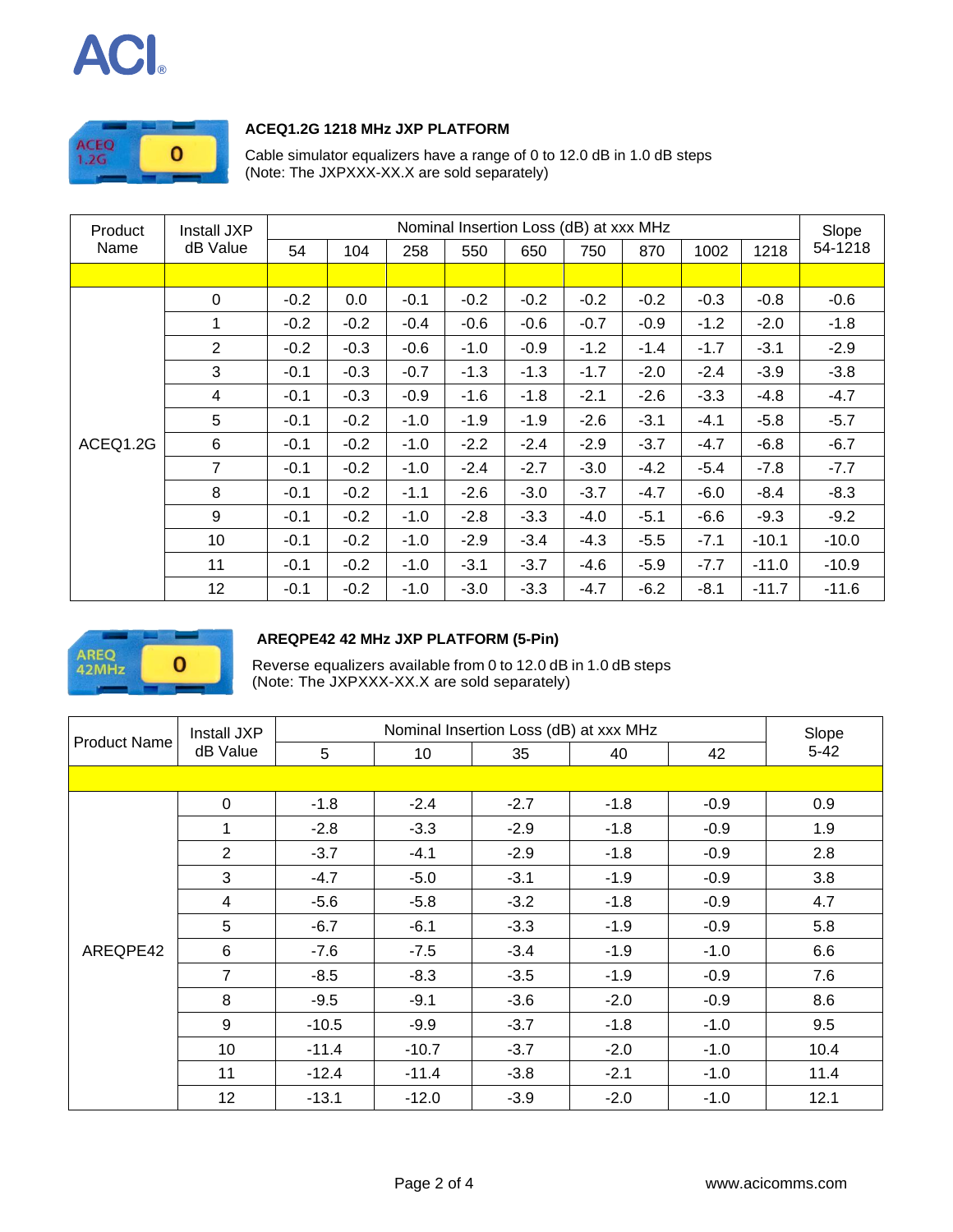### ACEQ1.2G 1218 MHz JXP PLATFORM

Cable simulator equalizers have a range of 0 to 12.0 dB in 1.0 dB steps
(Note: The JXPXXX-XX.X are sold separately)

| Product Name | Install JXP dB Value | Nominal Insertion Loss (dB) at xxx MHz | | | | | | | | | Slope 54-1218 |
|---|---|---|---|---|---|---|---|---|---|---|---|
| | | 54 | 104 | 258 | 550 | 650 | 750 | 870 | 1002 | 1218 | |
| | | | | | | | | | | | |
| ACEQ1.2G | 0 | -0.2 | 0.0 | -0.1 | -0.2 | -0.2 | -0.2 | -0.2 | -0.3 | -0.8 | -0.6 |
| | 1 | -0.2 | -0.2 | -0.4 | -0.6 | -0.6 | -0.7 | -0.9 | -1.2 | -2.0 | -1.8 |
| | 2 | -0.2 | -0.3 | -0.6 | -1.0 | -0.9 | -1.2 | -1.4 | -1.7 | -3.1 | -2.9 |
| | 3 | -0.1 | -0.3 | -0.7 | -1.3 | -1.3 | -1.7 | -2.0 | -2.4 | -3.9 | -3.8 |
| | 4 | -0.1 | -0.3 | -0.9 | -1.6 | -1.8 | -2.1 | -2.6 | -3.3 | -4.8 | -4.7 |
| | 5 | -0.1 | -0.2 | -1.0 | -1.9 | -1.9 | -2.6 | -3.1 | -4.1 | -5.8 | -5.7 |
| | 6 | -0.1 | -0.2 | -1.0 | -2.2 | -2.4 | -2.9 | -3.7 | -4.7 | -6.8 | -6.7 |
| | 7 | -0.1 | -0.2 | -1.0 | -2.4 | -2.7 | -3.0 | -4.2 | -5.4 | -7.8 | -7.7 |
| | 8 | -0.1 | -0.2 | -1.1 | -2.6 | -3.0 | -3.7 | -4.7 | -6.0 | -8.4 | -8.3 |
| | 9 | -0.1 | -0.2 | -1.0 | -2.8 | -3.3 | -4.0 | -5.1 | -6.6 | -9.3 | -9.2 |
| | 10 | -0.1 | -0.2 | -1.0 | -2.9 | -3.4 | -4.3 | -5.5 | -7.1 | -10.1 | -10.0 |
| | 11 | -0.1 | -0.2 | -1.0 | -3.1 | -3.7 | -4.6 | -5.9 | -7.7 | -11.0 | -10.9 |
| | 12 | -0.1 | -0.2 | -1.0 | -3.0 | -3.3 | -4.7 | -6.2 | -8.1 | -11.7 | -11.6 |

### AREQPE42 42 MHz JXP PLATFORM (5-Pin)

Reverse equalizers available from 0 to 12.0 dB in 1.0 dB steps
(Note: The JXPXXX-XX.X are sold separately)

| Product Name | Install JXP dB Value | Nominal Insertion Loss (dB) at xxx MHz | | | | | Slope 5-42 |
|---|---|---|---|---|---|---|---|
| | | 5 | 10 | 35 | 40 | 42 | |
| | | | | | | | |
| AREQPE42 | 0 | -1.8 | -2.4 | -2.7 | -1.8 | -0.9 | 0.9 |
| | 1 | -2.8 | -3.3 | -2.9 | -1.8 | -0.9 | 1.9 |
| | 2 | -3.7 | -4.1 | -2.9 | -1.8 | -0.9 | 2.8 |
| | 3 | -4.7 | -5.0 | -3.1 | -1.9 | -0.9 | 3.8 |
| | 4 | -5.6 | -5.8 | -3.2 | -1.8 | -0.9 | 4.7 |
| | 5 | -6.7 | -6.1 | -3.3 | -1.9 | -0.9 | 5.8 |
| | 6 | -7.6 | -7.5 | -3.4 | -1.9 | -1.0 | 6.6 |
| | 7 | -8.5 | -8.3 | -3.5 | -1.9 | -0.9 | 7.6 |
| | 8 | -9.5 | -9.1 | -3.6 | -2.0 | -0.9 | 8.6 |
| | 9 | -10.5 | -9.9 | -3.7 | -1.8 | -1.0 | 9.5 |
| | 10 | -11.4 | -10.7 | -3.7 | -2.0 | -1.0 | 10.4 |
| | 11 | -12.4 | -11.4 | -3.8 | -2.1 | -1.0 | 11.4 |
| | 12 | -13.1 | -12.0 | -3.9 | -2.0 | -1.0 | 12.1 |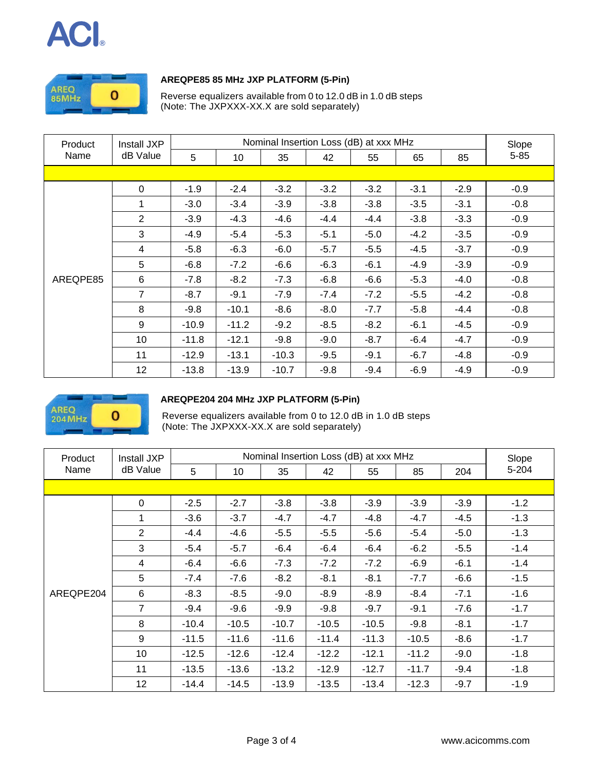ACI

### AREQPE85 85 MHz JXP PLATFORM (5-Pin)

Reverse equalizers available from 0 to 12.0 dB in 1.0 dB steps
(Note: The JXPXXX-XX.X are sold separately)

| Product Name | Install JXP dB Value | Nominal Insertion Loss (dB) at xxx MHz | | | | | | | Slope 5-85 |
|---|---|---|---|---|---|---|---|---|---|
| | | 5 | 10 | 35 | 42 | 55 | 65 | 85 | |
| | | | | | | | | | |
| AREQPE85 | 0 | -1.9 | -2.4 | -3.2 | -3.2 | -3.2 | -3.1 | -2.9 | -0.9 |
| | 1 | -3.0 | -3.4 | -3.9 | -3.8 | -3.8 | -3.5 | -3.1 | -0.8 |
| | 2 | -3.9 | -4.3 | -4.6 | -4.4 | -4.4 | -3.8 | -3.3 | -0.9 |
| | 3 | -4.9 | -5.4 | -5.3 | -5.1 | -5.0 | -4.2 | -3.5 | -0.9 |
| | 4 | -5.8 | -6.3 | -6.0 | -5.7 | -5.5 | -4.5 | -3.7 | -0.9 |
| | 5 | -6.8 | -7.2 | -6.6 | -6.3 | -6.1 | -4.9 | -3.9 | -0.9 |
| | 6 | -7.8 | -8.2 | -7.3 | -6.8 | -6.6 | -5.3 | -4.0 | -0.8 |
| | 7 | -8.7 | -9.1 | -7.9 | -7.4 | -7.2 | -5.5 | -4.2 | -0.8 |
| | 8 | -9.8 | -10.1 | -8.6 | -8.0 | -7.7 | -5.8 | -4.4 | -0.8 |
| | 9 | -10.9 | -11.2 | -9.2 | -8.5 | -8.2 | -6.1 | -4.5 | -0.9 |
| | 10 | -11.8 | -12.1 | -9.8 | -9.0 | -8.7 | -6.4 | -4.7 | -0.9 |
| | 11 | -12.9 | -13.1 | -10.3 | -9.5 | -9.1 | -6.7 | -4.8 | -0.9 |
| | 12 | -13.8 | -13.9 | -10.7 | -9.8 | -9.4 | -6.9 | -4.9 | -0.9 |

### AREQPE204 204 MHz JXP PLATFORM (5-Pin)

Reverse equalizers available from 0 to 12.0 dB in 1.0 dB steps
(Note: The JXPXXX-XX.X are sold separately)

| Product Name | Install JXP dB Value | Nominal Insertion Loss (dB) at xxx MHz | | | | | | | Slope 5-204 |
|---|---|---|---|---|---|---|---|---|---|
| | | 5 | 10 | 35 | 42 | 55 | 85 | 204 | |
| | | | | | | | | | |
| AREQPE204 | 0 | -2.5 | -2.7 | -3.8 | -3.8 | -3.9 | -3.9 | -3.9 | -1.2 |
| | 1 | -3.6 | -3.7 | -4.7 | -4.7 | -4.8 | -4.7 | -4.5 | -1.3 |
| | 2 | -4.4 | -4.6 | -5.5 | -5.5 | -5.6 | -5.4 | -5.0 | -1.3 |
| | 3 | -5.4 | -5.7 | -6.4 | -6.4 | -6.4 | -6.2 | -5.5 | -1.4 |
| | 4 | -6.4 | -6.6 | -7.3 | -7.2 | -7.2 | -6.9 | -6.1 | -1.4 |
| | 5 | -7.4 | -7.6 | -8.2 | -8.1 | -8.1 | -7.7 | -6.6 | -1.5 |
| | 6 | -8.3 | -8.5 | -9.0 | -8.9 | -8.9 | -8.4 | -7.1 | -1.6 |
| | 7 | -9.4 | -9.6 | -9.9 | -9.8 | -9.7 | -9.1 | -7.6 | -1.7 |
| | 8 | -10.4 | -10.5 | -10.7 | -10.5 | -10.5 | -9.8 | -8.1 | -1.7 |
| | 9 | -11.5 | -11.6 | -11.6 | -11.4 | -11.3 | -10.5 | -8.6 | -1.7 |
| | 10 | -12.5 | -12.6 | -12.4 | -12.2 | -12.1 | -11.2 | -9.0 | -1.8 |
| | 11 | -13.5 | -13.6 | -13.2 | -12.9 | -12.7 | -11.7 | -9.4 | -1.8 |
| | 12 | -14.4 | -14.5 | -13.9 | -13.5 | -13.4 | -12.3 | -9.7 | -1.9 |

www.acicomms.com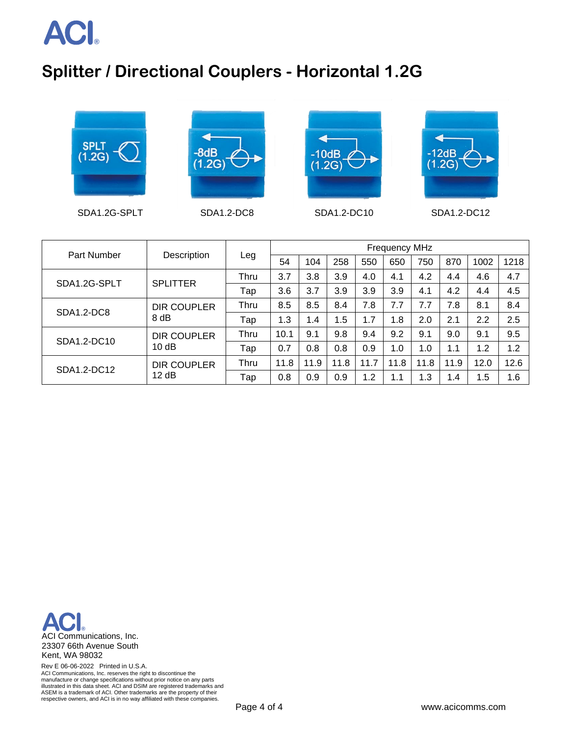# Splitter / Directional Couplers - Horizontal 1.2G

SDA1.2G-SPLT SDA1.2-DC8 SDA1.2-DC10 SDA1.2-DC12

| Part Number | Description | Leg | Frequency MHz | | | | | | | | |
|---|---|---|---|---|---|---|---|---|---|---|---|
| | | | 54 | 104 | 258 | 550 | 650 | 750 | 870 | 1002 | 1218 |
| SDA1.2G-SPLT | SPLITTER | Thru | 3.7 | 3.8 | 3.9 | 4.0 | 4.1 | 4.2 | 4.4 | 4.6 | 4.7 |
| | | Tap | 3.6 | 3.7 | 3.9 | 3.9 | 3.9 | 4.1 | 4.2 | 4.4 | 4.5 |
| SDA1.2-DC8 | DIR COUPLER 8 dB | Thru | 8.5 | 8.5 | 8.4 | 7.8 | 7.7 | 7.7 | 7.8 | 8.1 | 8.4 |
| | | Tap | 1.3 | 1.4 | 1.5 | 1.7 | 1.8 | 2.0 | 2.1 | 2.2 | 2.5 |
| SDA1.2-DC10 | DIR COUPLER 10 dB | Thru | 10.1 | 9.1 | 9.8 | 9.4 | 9.2 | 9.1 | 9.0 | 9.1 | 9.5 |
| | | Tap | 0.7 | 0.8 | 0.8 | 0.9 | 1.0 | 1.0 | 1.1 | 1.2 | 1.2 |
| SDA1.2-DC12 | DIR COUPLER 12 dB | Thru | 11.8 | 11.9 | 11.8 | 11.7 | 11.8 | 11.8 | 11.9 | 12.0 | 12.6 |
| | | Tap | 0.8 | 0.9 | 0.9 | 1.2 | 1.1 | 1.3 | 1.4 | 1.5 | 1.6 |

ACI Communications, Inc.
23307 66th Avenue South
Kent, WA 98032

Rev E 06-06-2022 Printed in U.S.A.
ACI Communications, Inc. reserves the right to discontinue the manufacture or change specifications without prior notice on any parts illustrated in this data sheet. ACI and DSIM are registered trademarks and ASEM is a trademark of ACI. Other trademarks are the property of their respective owners, and ACI is in no way affiliated with these companies.

www.acicomms.com